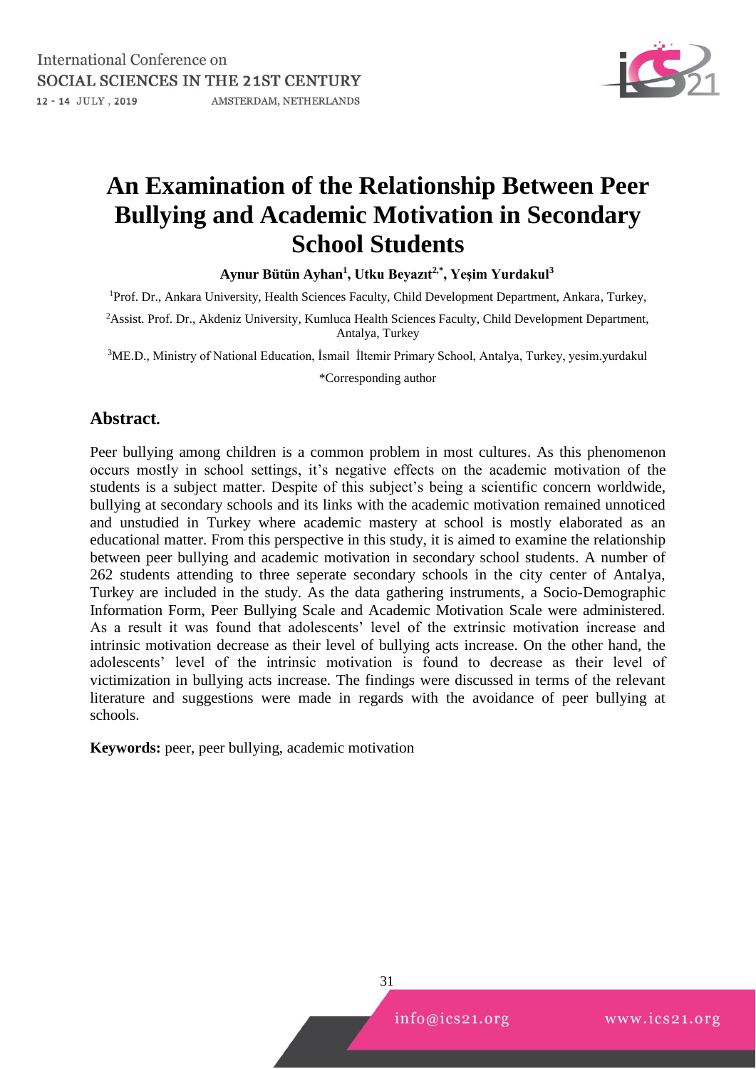# An Examination of the Relationship Between Peer Bullying and Academic Motivation in Secondary School Students

**Aynur Bütün Ayhan[1], Utku Beyazıt[2,*], Yeşim Yurdakul[3]**

[1]Prof. Dr., Ankara University, Health Sciences Faculty, Child Development Department, Ankara, Turkey,

[2]Assist. Prof. Dr., Akdeniz University, Kumluca Health Sciences Faculty, Child Development Department, Antalya, Turkey

[3]ME.D., Ministry of National Education, İsmail İltemir Primary School, Antalya, Turkey, yesim.yurdakul

*Corresponding author

## Abstract.

Peer bullying among children is a common problem in most cultures. As this phenomenon occurs mostly in school settings, it's negative effects on the academic motivation of the students is a subject matter. Despite of this subject's being a scientific concern worldwide, bullying at secondary schools and its links with the academic motivation remained unnoticed and unstudied in Turkey where academic mastery at school is mostly elaborated as an educational matter. From this perspective in this study, it is aimed to examine the relationship between peer bullying and academic motivation in secondary school students. A number of 262 students attending to three seperate secondary schools in the city center of Antalya, Turkey are included in the study. As the data gathering instruments, a Socio-Demographic Information Form, Peer Bullying Scale and Academic Motivation Scale were administered. As a result it was found that adolescents' level of the extrinsic motivation increase and intrinsic motivation decrease as their level of bullying acts increase. On the other hand, the adolescents' level of the intrinsic motivation is found to decrease as their level of victimization in bullying acts increase. The findings were discussed in terms of the relevant literature and suggestions were made in regards with the avoidance of peer bullying at schools.

**Keywords:** peer, peer bullying, academic motivation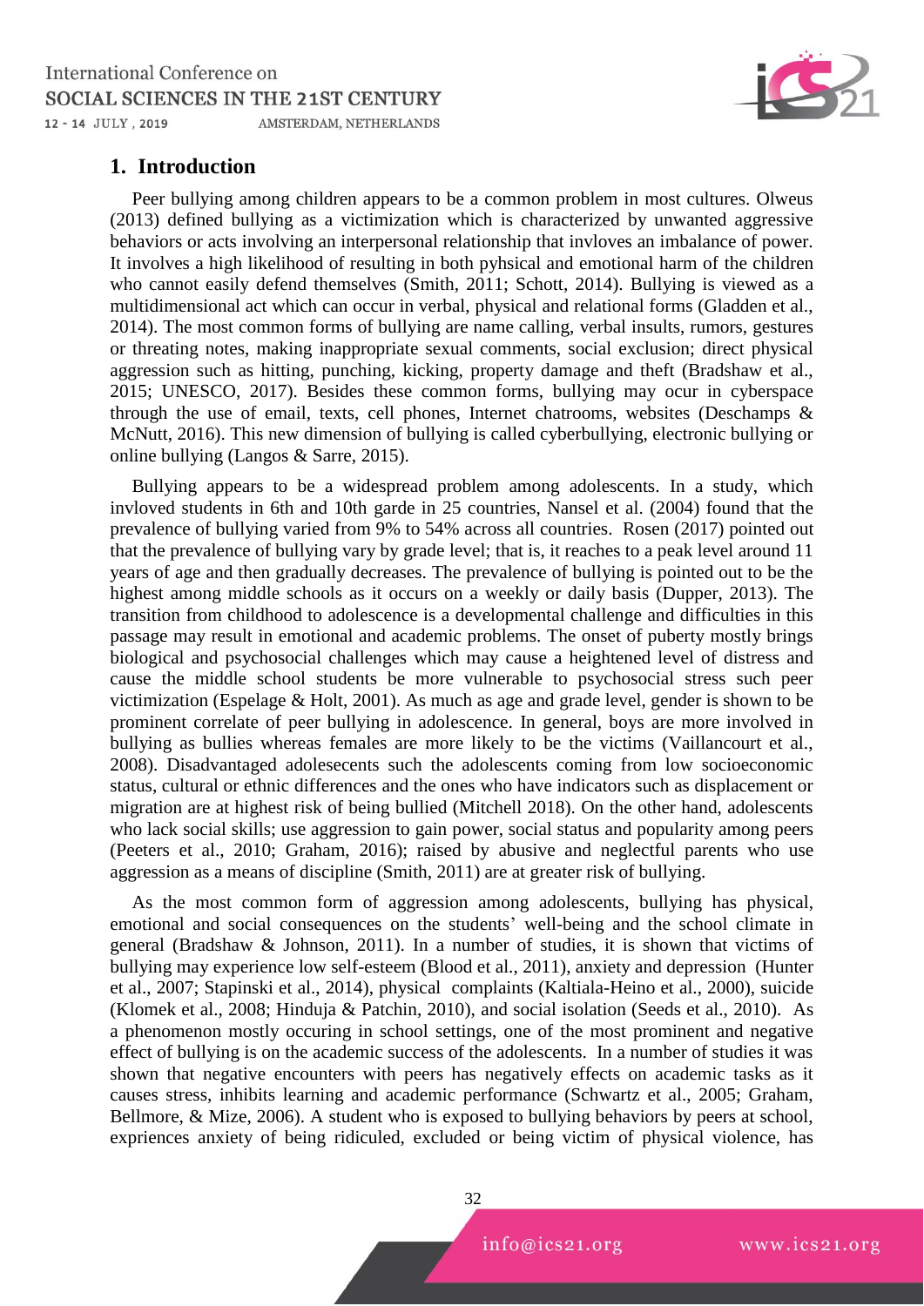## 1. Introduction

Peer bullying among children appears to be a common problem in most cultures. Olweus (2013) defined bullying as a victimization which is characterized by unwanted aggressive behaviors or acts involving an interpersonal relationship that invloves an imbalance of power. It involves a high likelihood of resulting in both pyhsical and emotional harm of the children who cannot easily defend themselves (Smith, 2011; Schott, 2014). Bullying is viewed as a multidimensional act which can occur in verbal, physical and relational forms (Gladden et al., 2014). The most common forms of bullying are name calling, verbal insults, rumors, gestures or threating notes, making inappropriate sexual comments, social exclusion; direct physical aggression such as hitting, punching, kicking, property damage and theft (Bradshaw et al., 2015; UNESCO, 2017). Besides these common forms, bullying may ocur in cyberspace through the use of email, texts, cell phones, Internet chatrooms, websites (Deschamps & McNutt, 2016). This new dimension of bullying is called cyberbullying, electronic bullying or online bullying (Langos & Sarre, 2015).

Bullying appears to be a widespread problem among adolescents. In a study, which invloved students in 6th and 10th garde in 25 countries, Nansel et al. (2004) found that the prevalence of bullying varied from 9% to 54% across all countries. Rosen (2017) pointed out that the prevalence of bullying vary by grade level; that is, it reaches to a peak level around 11 years of age and then gradually decreases. The prevalence of bullying is pointed out to be the highest among middle schools as it occurs on a weekly or daily basis (Dupper, 2013). The transition from childhood to adolescence is a developmental challenge and difficulties in this passage may result in emotional and academic problems. The onset of puberty mostly brings biological and psychosocial challenges which may cause a heightened level of distress and cause the middle school students be more vulnerable to psychosocial stress such peer victimization (Espelage & Holt, 2001). As much as age and grade level, gender is shown to be prominent correlate of peer bullying in adolescence. In general, boys are more involved in bullying as bullies whereas females are more likely to be the victims (Vaillancourt et al., 2008). Disadvantaged adolesecents such the adolescents coming from low socioeconomic status, cultural or ethnic differences and the ones who have indicators such as displacement or migration are at highest risk of being bullied (Mitchell 2018). On the other hand, adolescents who lack social skills; use aggression to gain power, social status and popularity among peers (Peeters et al., 2010; Graham, 2016); raised by abusive and neglectful parents who use aggression as a means of discipline (Smith, 2011) are at greater risk of bullying.

As the most common form of aggression among adolescents, bullying has physical, emotional and social consequences on the students' well-being and the school climate in general (Bradshaw & Johnson, 2011). In a number of studies, it is shown that victims of bullying may experience low self-esteem (Blood et al., 2011), anxiety and depression (Hunter et al., 2007; Stapinski et al., 2014), physical complaints (Kaltiala-Heino et al., 2000), suicide (Klomek et al., 2008; Hinduja & Patchin, 2010), and social isolation (Seeds et al., 2010). As a phenomenon mostly occuring in school settings, one of the most prominent and negative effect of bullying is on the academic success of the adolescents. In a number of studies it was shown that negative encounters with peers has negatively effects on academic tasks as it causes stress, inhibits learning and academic performance (Schwartz et al., 2005; Graham, Bellmore, & Mize, 2006). A student who is exposed to bullying behaviors by peers at school, expriences anxiety of being ridiculed, excluded or being victim of physical violence, has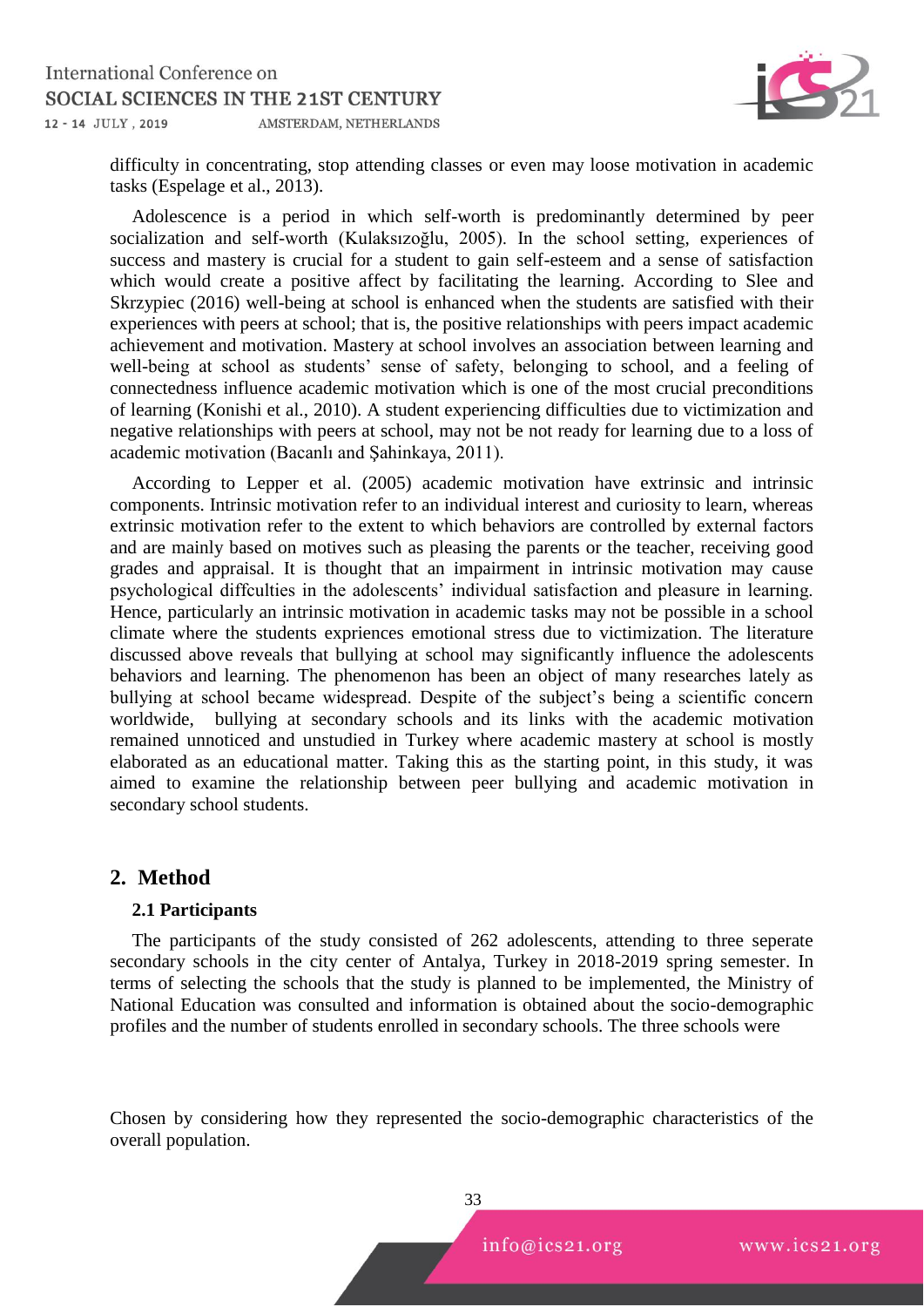difficulty in concentrating, stop attending classes or even may loose motivation in academic tasks (Espelage et al., 2013).

Adolescence is a period in which self-worth is predominantly determined by peer socialization and self-worth (Kulaksızoğlu, 2005). In the school setting, experiences of success and mastery is crucial for a student to gain self-esteem and a sense of satisfaction which would create a positive affect by facilitating the learning. According to Slee and Skrzypiec (2016) well-being at school is enhanced when the students are satisfied with their experiences with peers at school; that is, the positive relationships with peers impact academic achievement and motivation. Mastery at school involves an association between learning and well-being at school as students' sense of safety, belonging to school, and a feeling of connectedness influence academic motivation which is one of the most crucial preconditions of learning (Konishi et al., 2010). A student experiencing difficulties due to victimization and negative relationships with peers at school, may not be not ready for learning due to a loss of academic motivation (Bacanlı and Şahinkaya, 2011).

According to Lepper et al. (2005) academic motivation have extrinsic and intrinsic components. Intrinsic motivation refer to an individual interest and curiosity to learn, whereas extrinsic motivation refer to the extent to which behaviors are controlled by external factors and are mainly based on motives such as pleasing the parents or the teacher, receiving good grades and appraisal. It is thought that an impairment in intrinsic motivation may cause psychological diffculties in the adolescents' individual satisfaction and pleasure in learning. Hence, particularly an intrinsic motivation in academic tasks may not be possible in a school climate where the students expriences emotional stress due to victimization. The literature discussed above reveals that bullying at school may significantly influence the adolescents behaviors and learning. The phenomenon has been an object of many researches lately as bullying at school became widespread. Despite of the subject's being a scientific concern worldwide, bullying at secondary schools and its links with the academic motivation remained unnoticed and unstudied in Turkey where academic mastery at school is mostly elaborated as an educational matter. Taking this as the starting point, in this study, it was aimed to examine the relationship between peer bullying and academic motivation in secondary school students.

## 2. Method

### 2.1 Participants

The participants of the study consisted of 262 adolescents, attending to three seperate secondary schools in the city center of Antalya, Turkey in 2018-2019 spring semester. In terms of selecting the schools that the study is planned to be implemented, the Ministry of National Education was consulted and information is obtained about the socio-demographic profiles and the number of students enrolled in secondary schools. The three schools were

Chosen by considering how they represented the socio-demographic characteristics of the overall population.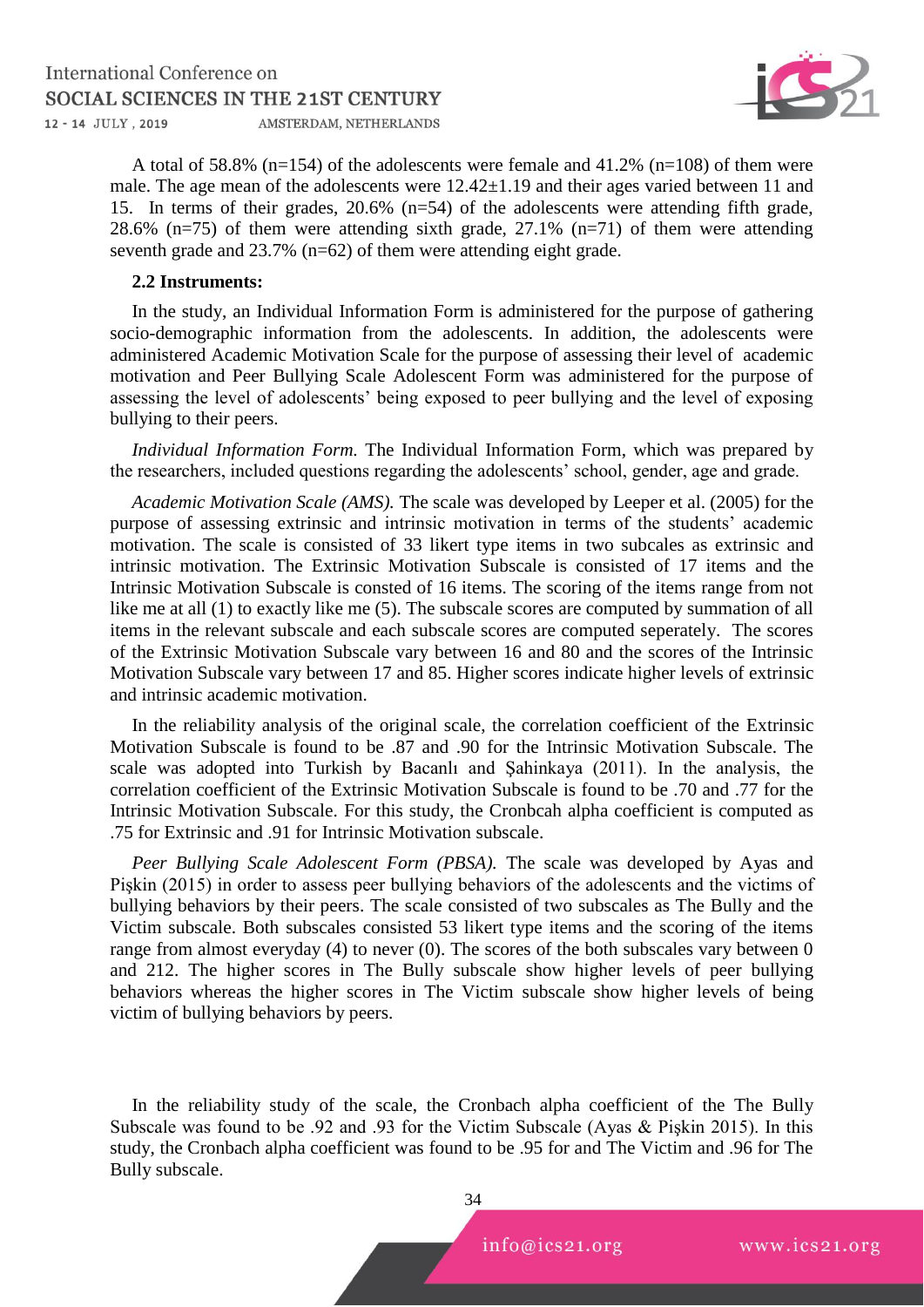A total of 58.8% (n=154) of the adolescents were female and 41.2% (n=108) of them were male. The age mean of the adolescents were 12.42±1.19 and their ages varied between 11 and 15. In terms of their grades, 20.6% (n=54) of the adolescents were attending fifth grade, 28.6% (n=75) of them were attending sixth grade, 27.1% (n=71) of them were attending seventh grade and 23.7% (n=62) of them were attending eight grade.

**2.2 Instruments:**

In the study, an Individual Information Form is administered for the purpose of gathering socio-demographic information from the adolescents. In addition, the adolescents were administered Academic Motivation Scale for the purpose of assessing their level of academic motivation and Peer Bullying Scale Adolescent Form was administered for the purpose of assessing the level of adolescents' being exposed to peer bullying and the level of exposing bullying to their peers.

*Individual Information Form.* The Individual Information Form, which was prepared by the researchers, included questions regarding the adolescents' school, gender, age and grade.

*Academic Motivation Scale (AMS).* The scale was developed by Leeper et al. (2005) for the purpose of assessing extrinsic and intrinsic motivation in terms of the students' academic motivation. The scale is consisted of 33 likert type items in two subcales as extrinsic and intrinsic motivation. The Extrinsic Motivation Subscale is consisted of 17 items and the Intrinsic Motivation Subscale is consted of 16 items. The scoring of the items range from not like me at all (1) to exactly like me (5). The subscale scores are computed by summation of all items in the relevant subscale and each subscale scores are computed seperately. The scores of the Extrinsic Motivation Subscale vary between 16 and 80 and the scores of the Intrinsic Motivation Subscale vary between 17 and 85. Higher scores indicate higher levels of extrinsic and intrinsic academic motivation.

In the reliability analysis of the original scale, the correlation coefficient of the Extrinsic Motivation Subscale is found to be .87 and .90 for the Intrinsic Motivation Subscale. The scale was adopted into Turkish by Bacanlı and Şahinkaya (2011). In the analysis, the correlation coefficient of the Extrinsic Motivation Subscale is found to be .70 and .77 for the Intrinsic Motivation Subscale. For this study, the Cronbcah alpha coefficient is computed as .75 for Extrinsic and .91 for Intrinsic Motivation subscale.

*Peer Bullying Scale Adolescent Form (PBSA).* The scale was developed by Ayas and Pişkin (2015) in order to assess peer bullying behaviors of the adolescents and the victims of bullying behaviors by their peers. The scale consisted of two subscales as The Bully and the Victim subscale. Both subscales consisted 53 likert type items and the scoring of the items range from almost everyday (4) to never (0). The scores of the both subscales vary between 0 and 212. The higher scores in The Bully subscale show higher levels of peer bullying behaviors whereas the higher scores in The Victim subscale show higher levels of being victim of bullying behaviors by peers.

In the reliability study of the scale, the Cronbach alpha coefficient of the The Bully Subscale was found to be .92 and .93 for the Victim Subscale (Ayas & Pişkin 2015). In this study, the Cronbach alpha coefficient was found to be .95 for and The Victim and .96 for The Bully subscale.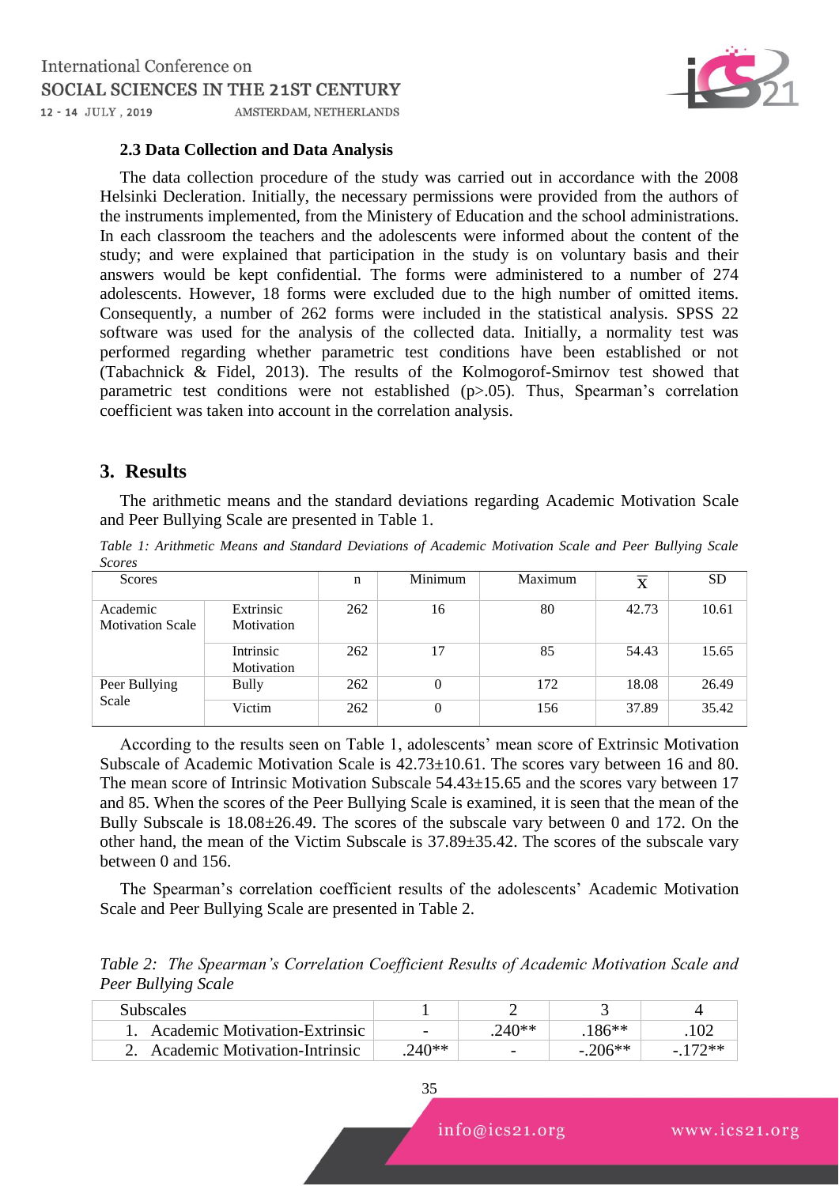### 2.3 Data Collection and Data Analysis

The data collection procedure of the study was carried out in accordance with the 2008 Helsinki Decleration. Initially, the necessary permissions were provided from the authors of the instruments implemented, from the Ministery of Education and the school administrations. In each classroom the teachers and the adolescents were informed about the content of the study; and were explained that participation in the study is on voluntary basis and their answers would be kept confidential. The forms were administered to a number of 274 adolescents. However, 18 forms were excluded due to the high number of omitted items. Consequently, a number of 262 forms were included in the statistical analysis. SPSS 22 software was used for the analysis of the collected data. Initially, a normality test was performed regarding whether parametric test conditions have been established or not (Tabachnick & Fidel, 2013). The results of the Kolmogorof-Smirnov test showed that parametric test conditions were not established ($p>.05$). Thus, Spearman's correlation coefficient was taken into account in the correlation analysis.

## 3. Results

The arithmetic means and the standard deviations regarding Academic Motivation Scale and Peer Bullying Scale are presented in Table 1.

*Table 1: Arithmetic Means and Standard Deviations of Academic Motivation Scale and Peer Bullying Scale Scores*

| Scores | | n | Minimum | Maximum | $\overline{X}$ | SD |
|---|---|---|---|---|---|---|
| Academic Motivation Scale | Extrinsic Motivation | 262 | 16 | 80 | 42.73 | 10.61 |
| | Intrinsic Motivation | 262 | 17 | 85 | 54.43 | 15.65 |
| Peer Bullying Scale | Bully | 262 | 0 | 172 | 18.08 | 26.49 |
| | Victim | 262 | 0 | 156 | 37.89 | 35.42 |

According to the results seen on Table 1, adolescents' mean score of Extrinsic Motivation Subscale of Academic Motivation Scale is 42.73±10.61. The scores vary between 16 and 80. The mean score of Intrinsic Motivation Subscale 54.43±15.65 and the scores vary between 17 and 85. When the scores of the Peer Bullying Scale is examined, it is seen that the mean of the Bully Subscale is 18.08±26.49. The scores of the subscale vary between 0 and 172. On the other hand, the mean of the Victim Subscale is 37.89±35.42. The scores of the subscale vary between 0 and 156.

The Spearman's correlation coefficient results of the adolescents' Academic Motivation Scale and Peer Bullying Scale are presented in Table 2.

*Table 2: The Spearman's Correlation Coefficient Results of Academic Motivation Scale and Peer Bullying Scale*

| Subscales | 1 | 2 | 3 | 4 |
|---|---|---|---|---|
| 1. Academic Motivation-Extrinsic | - | .240** | .186** | .102 |
| 2. Academic Motivation-Intrinsic | .240** | - | -.206** | -.172** |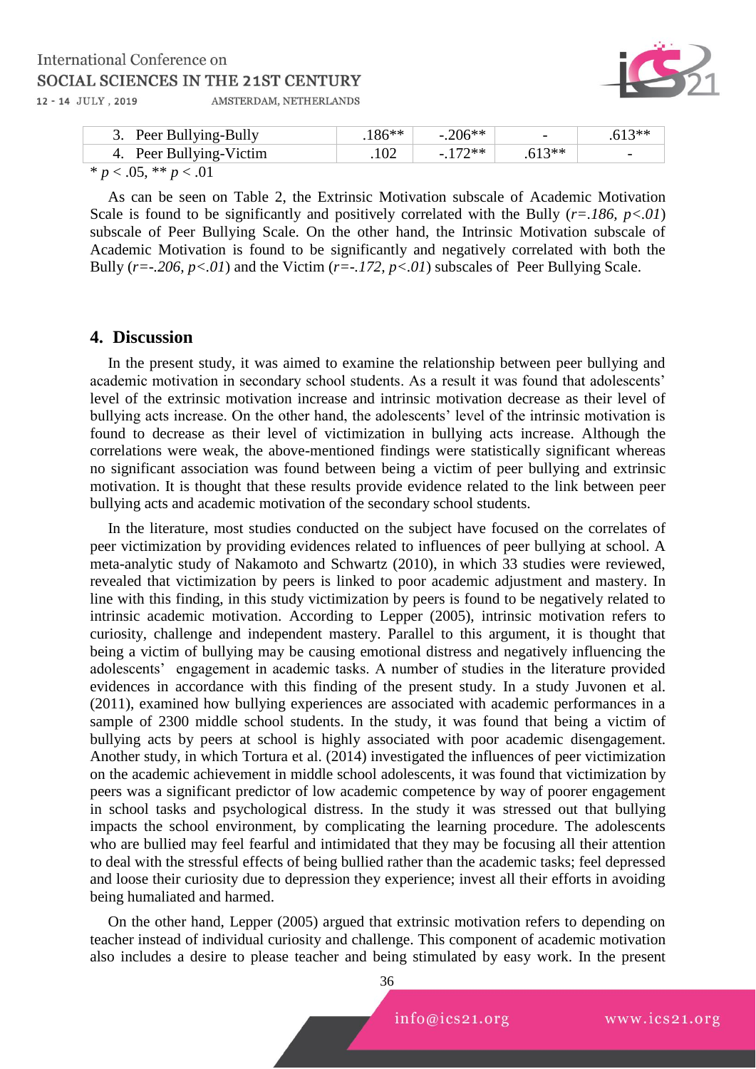| 3. Peer Bullying-Bully | .186** | -.206** | - | .613** |
|---|---|---|---|---|
| 4. Peer Bullying-Victim | .102 | -.172** | .613** | - |

* $p < .05$, ** $p < .01$

As can be seen on Table 2, the Extrinsic Motivation subscale of Academic Motivation Scale is found to be significantly and positively correlated with the Bully ($r=.186$, $p<.01$) subscale of Peer Bullying Scale. On the other hand, the Intrinsic Motivation subscale of Academic Motivation is found to be significantly and negatively correlated with both the Bully ($r=-.206$, $p<.01$) and the Victim ($r=-.172$, $p<.01$) subscales of Peer Bullying Scale.

## 4. Discussion

In the present study, it was aimed to examine the relationship between peer bullying and academic motivation in secondary school students. As a result it was found that adolescents' level of the extrinsic motivation increase and intrinsic motivation decrease as their level of bullying acts increase. On the other hand, the adolescents' level of the intrinsic motivation is found to decrease as their level of victimization in bullying acts increase. Although the correlations were weak, the above-mentioned findings were statistically significant whereas no significant association was found between being a victim of peer bullying and extrinsic motivation. It is thought that these results provide evidence related to the link between peer bullying acts and academic motivation of the secondary school students.

In the literature, most studies conducted on the subject have focused on the correlates of peer victimization by providing evidences related to influences of peer bullying at school. A meta-analytic study of Nakamoto and Schwartz (2010), in which 33 studies were reviewed, revealed that victimization by peers is linked to poor academic adjustment and mastery. In line with this finding, in this study victimization by peers is found to be negatively related to intrinsic academic motivation. According to Lepper (2005), intrinsic motivation refers to curiosity, challenge and independent mastery. Parallel to this argument, it is thought that being a victim of bullying may be causing emotional distress and negatively influencing the adolescents' engagement in academic tasks. A number of studies in the literature provided evidences in accordance with this finding of the present study. In a study Juvonen et al. (2011), examined how bullying experiences are associated with academic performances in a sample of 2300 middle school students. In the study, it was found that being a victim of bullying acts by peers at school is highly associated with poor academic disengagement. Another study, in which Tortura et al. (2014) investigated the influences of peer victimization on the academic achievement in middle school adolescents, it was found that victimization by peers was a significant predictor of low academic competence by way of poorer engagement in school tasks and psychological distress. In the study it was stressed out that bullying impacts the school environment, by complicating the learning procedure. The adolescents who are bullied may feel fearful and intimidated that they may be focusing all their attention to deal with the stressful effects of being bullied rather than the academic tasks; feel depressed and loose their curiosity due to depression they experience; invest all their efforts in avoiding being humaliated and harmed.

On the other hand, Lepper (2005) argued that extrinsic motivation refers to depending on teacher instead of individual curiosity and challenge. This component of academic motivation also includes a desire to please teacher and being stimulated by easy work. In the present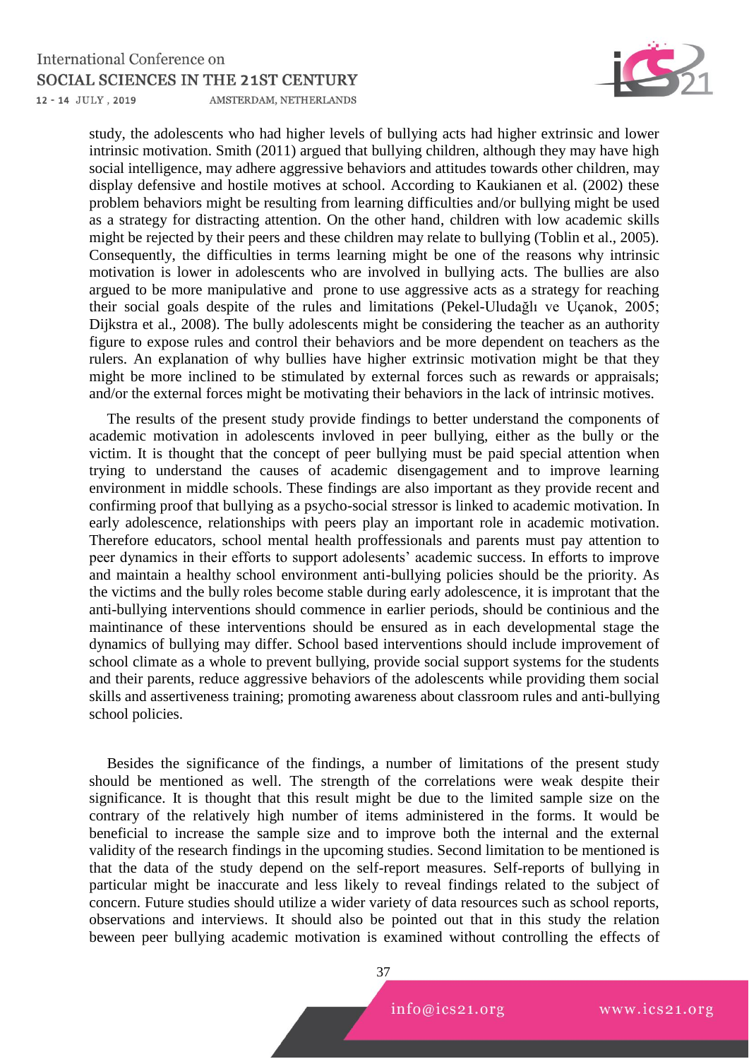study, the adolescents who had higher levels of bullying acts had higher extrinsic and lower intrinsic motivation. Smith (2011) argued that bullying children, although they may have high social intelligence, may adhere aggressive behaviors and attitudes towards other children, may display defensive and hostile motives at school. According to Kaukianen et al. (2002) these problem behaviors might be resulting from learning difficulties and/or bullying might be used as a strategy for distracting attention. On the other hand, children with low academic skills might be rejected by their peers and these children may relate to bullying (Toblin et al., 2005). Consequently, the difficulties in terms learning might be one of the reasons why intrinsic motivation is lower in adolescents who are involved in bullying acts. The bullies are also argued to be more manipulative and prone to use aggressive acts as a strategy for reaching their social goals despite of the rules and limitations (Pekel-Uludağlı ve Uçanok, 2005; Dijkstra et al., 2008). The bully adolescents might be considering the teacher as an authority figure to expose rules and control their behaviors and be more dependent on teachers as the rulers. An explanation of why bullies have higher extrinsic motivation might be that they might be more inclined to be stimulated by external forces such as rewards or appraisals; and/or the external forces might be motivating their behaviors in the lack of intrinsic motives.

The results of the present study provide findings to better understand the components of academic motivation in adolescents invloved in peer bullying, either as the bully or the victim. It is thought that the concept of peer bullying must be paid special attention when trying to understand the causes of academic disengagement and to improve learning environment in middle schools. These findings are also important as they provide recent and confirming proof that bullying as a psycho-social stressor is linked to academic motivation. In early adolescence, relationships with peers play an important role in academic motivation. Therefore educators, school mental health proffessionals and parents must pay attention to peer dynamics in their efforts to support adolesents' academic success. In efforts to improve and maintain a healthy school environment anti-bullying policies should be the priority. As the victims and the bully roles become stable during early adolescence, it is improtant that the anti-bullying interventions should commence in earlier periods, should be continious and the maintinance of these interventions should be ensured as in each developmental stage the dynamics of bullying may differ. School based interventions should include improvement of school climate as a whole to prevent bullying, provide social support systems for the students and their parents, reduce aggressive behaviors of the adolescents while providing them social skills and assertiveness training; promoting awareness about classroom rules and anti-bullying school policies.

Besides the significance of the findings, a number of limitations of the present study should be mentioned as well. The strength of the correlations were weak despite their significance. It is thought that this result might be due to the limited sample size on the contrary of the relatively high number of items administered in the forms. It would be beneficial to increase the sample size and to improve both the internal and the external validity of the research findings in the upcoming studies. Second limitation to be mentioned is that the data of the study depend on the self-report measures. Self-reports of bullying in particular might be inaccurate and less likely to reveal findings related to the subject of concern. Future studies should utilize a wider variety of data resources such as school reports, observations and interviews. It should also be pointed out that in this study the relation beween peer bullying academic motivation is examined without controlling the effects of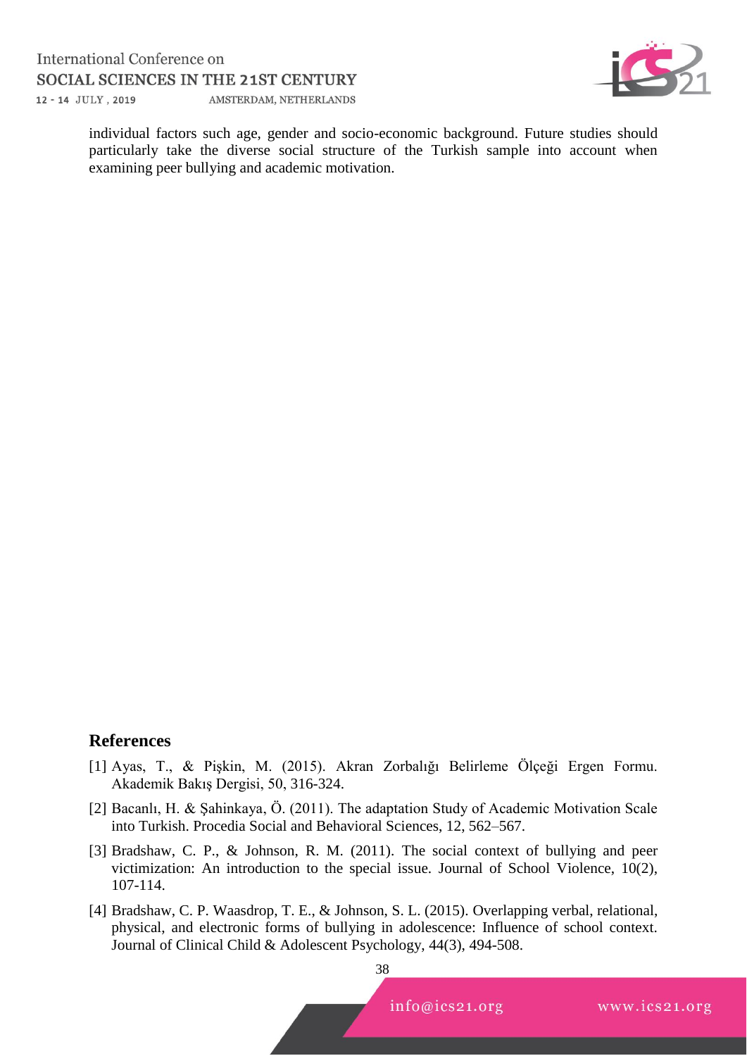individual factors such age, gender and socio-economic background. Future studies should particularly take the diverse social structure of the Turkish sample into account when examining peer bullying and academic motivation.

## References

[1] Ayas, T., & Pişkin, M. (2015). Akran Zorbalığı Belirleme Ölçeği Ergen Formu. Akademik Bakış Dergisi, 50, 316-324.

[2] Bacanlı, H. & Şahinkaya, Ö. (2011). The adaptation Study of Academic Motivation Scale into Turkish. Procedia Social and Behavioral Sciences, 12, 562–567.

[3] Bradshaw, C. P., & Johnson, R. M. (2011). The social context of bullying and peer victimization: An introduction to the special issue. Journal of School Violence, 10(2), 107-114.

[4] Bradshaw, C. P. Waasdrop, T. E., & Johnson, S. L. (2015). Overlapping verbal, relational, physical, and electronic forms of bullying in adolescence: Influence of school context. Journal of Clinical Child & Adolescent Psychology, 44(3), 494-508.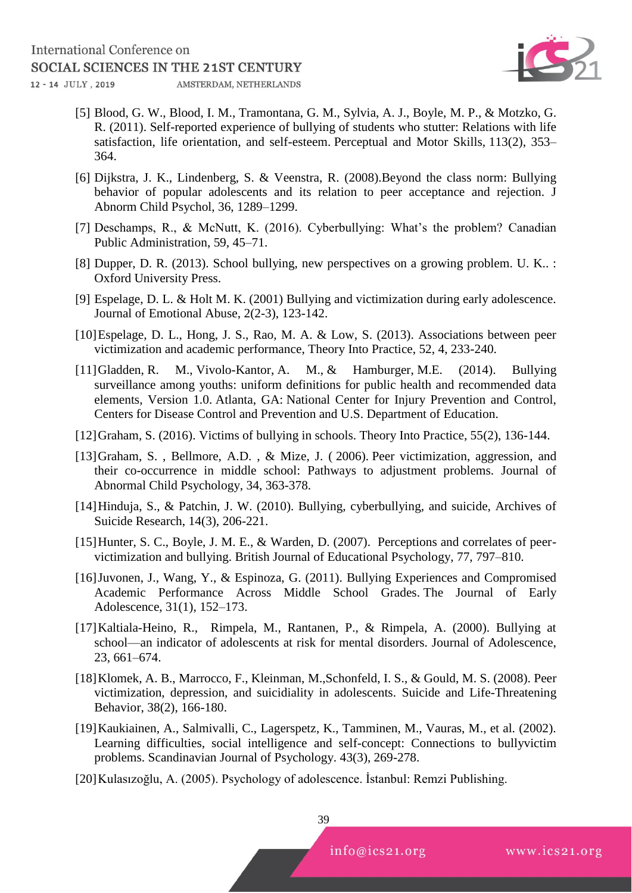[5] Blood, G. W., Blood, I. M., Tramontana, G. M., Sylvia, A. J., Boyle, M. P., & Motzko, G. R. (2011). Self-reported experience of bullying of students who stutter: Relations with life satisfaction, life orientation, and self-esteem. Perceptual and Motor Skills, 113(2), 353–364.

[6] Dijkstra, J. K., Lindenberg, S. & Veenstra, R. (2008).Beyond the class norm: Bullying behavior of popular adolescents and its relation to peer acceptance and rejection. J Abnorm Child Psychol, 36, 1289–1299.

[7] Deschamps, R., & McNutt, K. (2016). Cyberbullying: What's the problem? Canadian Public Administration, 59, 45–71.

[8] Dupper, D. R. (2013). School bullying, new perspectives on a growing problem. U. K.. : Oxford University Press.

[9] Espelage, D. L. & Holt M. K. (2001) Bullying and victimization during early adolescence. Journal of Emotional Abuse, 2(2-3), 123-142.

[10] Espelage, D. L., Hong, J. S., Rao, M. A. & Low, S. (2013). Associations between peer victimization and academic performance, Theory Into Practice, 52, 4, 233-240.

[11] Gladden, R. M., Vivolo-Kantor, A. M., & Hamburger, M.E. (2014). Bullying surveillance among youths: uniform definitions for public health and recommended data elements, Version 1.0. Atlanta, GA: National Center for Injury Prevention and Control, Centers for Disease Control and Prevention and U.S. Department of Education.

[12] Graham, S. (2016). Victims of bullying in schools. Theory Into Practice, 55(2), 136-144.

[13] Graham, S. , Bellmore, A.D. , & Mize, J. ( 2006). Peer victimization, aggression, and their co-occurrence in middle school: Pathways to adjustment problems. Journal of Abnormal Child Psychology, 34, 363-378.

[14] Hinduja, S., & Patchin, J. W. (2010). Bullying, cyberbullying, and suicide, Archives of Suicide Research, 14(3), 206-221.

[15] Hunter, S. C., Boyle, J. M. E., & Warden, D. (2007). Perceptions and correlates of peer-victimization and bullying. British Journal of Educational Psychology, 77, 797–810.

[16] Juvonen, J., Wang, Y., & Espinoza, G. (2011). Bullying Experiences and Compromised Academic Performance Across Middle School Grades. The Journal of Early Adolescence, 31(1), 152–173.

[17] Kaltiala-Heino, R., Rimpela, M., Rantanen, P., & Rimpela, A. (2000). Bullying at school—an indicator of adolescents at risk for mental disorders. Journal of Adolescence, 23, 661–674.

[18] Klomek, A. B., Marrocco, F., Kleinman, M.,Schonfeld, I. S., & Gould, M. S. (2008). Peer victimization, depression, and suicidiality in adolescents. Suicide and Life-Threatening Behavior, 38(2), 166-180.

[19] Kaukiainen, A., Salmivalli, C., Lagerspetz, K., Tamminen, M., Vauras, M., et al. (2002). Learning difficulties, social intelligence and self-concept: Connections to bullyvictim problems. Scandinavian Journal of Psychology. 43(3), 269-278.

[20] Kulasızoğlu, A. (2005). Psychology of adolescence. İstanbul: Remzi Publishing.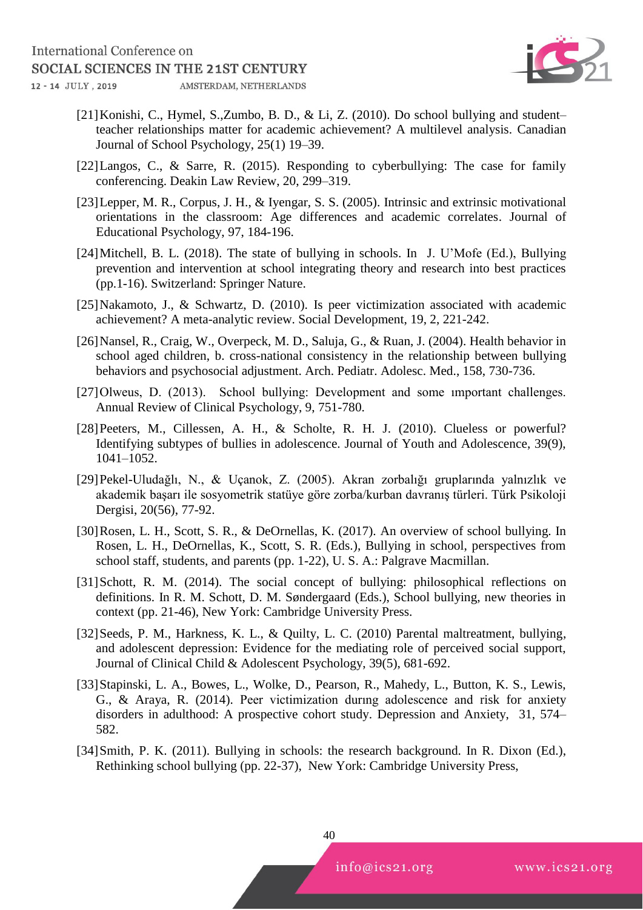[21] Konishi, C., Hymel, S.,Zumbo, B. D., & Li, Z. (2010). Do school bullying and student–teacher relationships matter for academic achievement? A multilevel analysis. Canadian Journal of School Psychology, 25(1) 19–39.

[22] Langos, C., & Sarre, R. (2015). Responding to cyberbullying: The case for family conferencing. Deakin Law Review, 20, 299–319.

[23] Lepper, M. R., Corpus, J. H., & Iyengar, S. S. (2005). Intrinsic and extrinsic motivational orientations in the classroom: Age differences and academic correlates. Journal of Educational Psychology, 97, 184-196.

[24] Mitchell, B. L. (2018). The state of bullying in schools. In J. U'Mofe (Ed.), Bullying prevention and intervention at school integrating theory and research into best practices (pp.1-16). Switzerland: Springer Nature.

[25] Nakamoto, J., & Schwartz, D. (2010). Is peer victimization associated with academic achievement? A meta-analytic review. Social Development, 19, 2, 221-242.

[26] Nansel, R., Craig, W., Overpeck, M. D., Saluja, G., & Ruan, J. (2004). Health behavior in school aged children, b. cross-national consistency in the relationship between bullying behaviors and psychosocial adjustment. Arch. Pediatr. Adolesc. Med., 158, 730-736.

[27] Olweus, D. (2013). School bullying: Development and some ımportant challenges. Annual Review of Clinical Psychology, 9, 751-780.

[28] Peeters, M., Cillessen, A. H., & Scholte, R. H. J. (2010). Clueless or powerful? Identifying subtypes of bullies in adolescence. Journal of Youth and Adolescence, 39(9), 1041–1052.

[29] Pekel-Uludağlı, N., & Uçanok, Z. (2005). Akran zorbalığı gruplarında yalnızlık ve akademik başarı ile sosyometrik statüye göre zorba/kurban davranış türleri. Türk Psikoloji Dergisi, 20(56), 77-92.

[30] Rosen, L. H., Scott, S. R., & DeOrnellas, K. (2017). An overview of school bullying. In Rosen, L. H., DeOrnellas, K., Scott, S. R. (Eds.), Bullying in school, perspectives from school staff, students, and parents (pp. 1-22), U. S. A.: Palgrave Macmillan.

[31] Schott, R. M. (2014). The social concept of bullying: philosophical reflections on definitions. In R. M. Schott, D. M. Søndergaard (Eds.), School bullying, new theories in context (pp. 21-46), New York: Cambridge University Press.

[32] Seeds, P. M., Harkness, K. L., & Quilty, L. C. (2010) Parental maltreatment, bullying, and adolescent depression: Evidence for the mediating role of perceived social support, Journal of Clinical Child & Adolescent Psychology, 39(5), 681-692.

[33] Stapinski, L. A., Bowes, L., Wolke, D., Pearson, R., Mahedy, L., Button, K. S., Lewis, G., & Araya, R. (2014). Peer victimization durıng adolescence and risk for anxiety disorders in adulthood: A prospective cohort study. Depression and Anxiety, 31, 574–582.

[34] Smith, P. K. (2011). Bullying in schools: the research background. In R. Dixon (Ed.), Rethinking school bullying (pp. 22-37), New York: Cambridge University Press,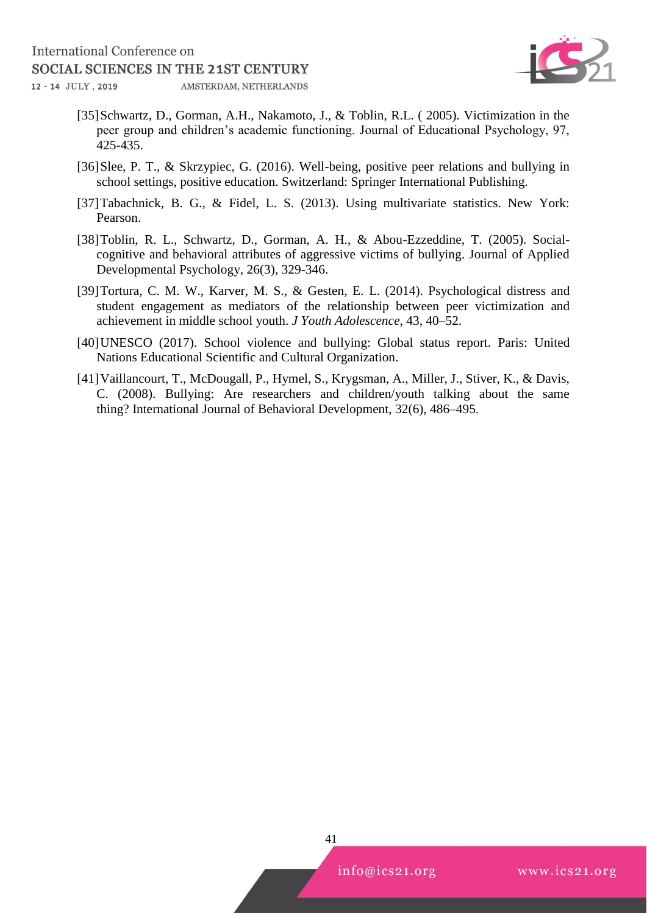[35] Schwartz, D., Gorman, A.H., Nakamoto, J., & Toblin, R.L. ( 2005). Victimization in the peer group and children's academic functioning. Journal of Educational Psychology, 97, 425-435.

[36] Slee, P. T., & Skrzypiec, G. (2016). Well-being, positive peer relations and bullying in school settings, positive education. Switzerland: Springer International Publishing.

[37] Tabachnick, B. G., & Fidel, L. S. (2013). Using multivariate statistics. New York: Pearson.

[38] Toblin, R. L., Schwartz, D., Gorman, A. H., & Abou-Ezzeddine, T. (2005). Social-cognitive and behavioral attributes of aggressive victims of bullying. Journal of Applied Developmental Psychology, 26(3), 329-346.

[39] Tortura, C. M. W., Karver, M. S., & Gesten, E. L. (2014). Psychological distress and student engagement as mediators of the relationship between peer victimization and achievement in middle school youth. *J Youth Adolescence*, 43, 40–52.

[40] UNESCO (2017). School violence and bullying: Global status report. Paris: United Nations Educational Scientific and Cultural Organization.

[41] Vaillancourt, T., McDougall, P., Hymel, S., Krygsman, A., Miller, J., Stiver, K., & Davis, C. (2008). Bullying: Are researchers and children/youth talking about the same thing? International Journal of Behavioral Development, 32(6), 486–495.